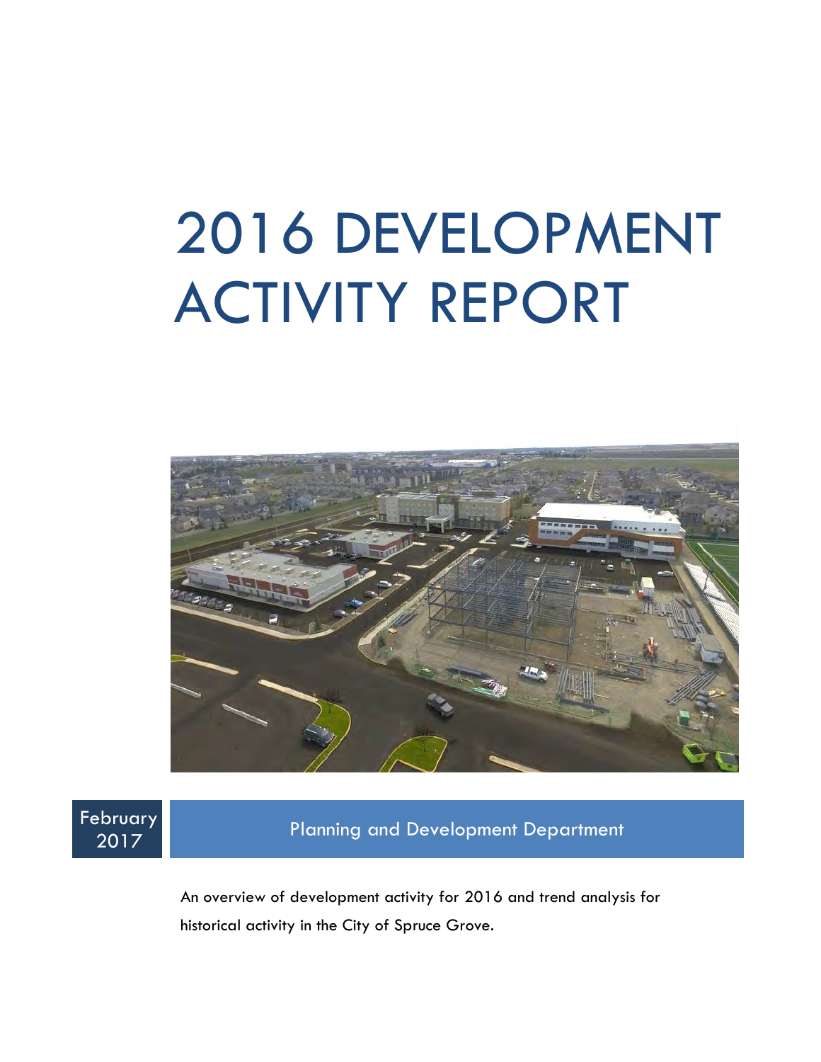# 2016 DEVELOPMENT ACTIVITY REPORT

February 2017

Planning and Development Department

An overview of development activity for 2016 and trend analysis for historical activity in the City of Spruce Grove.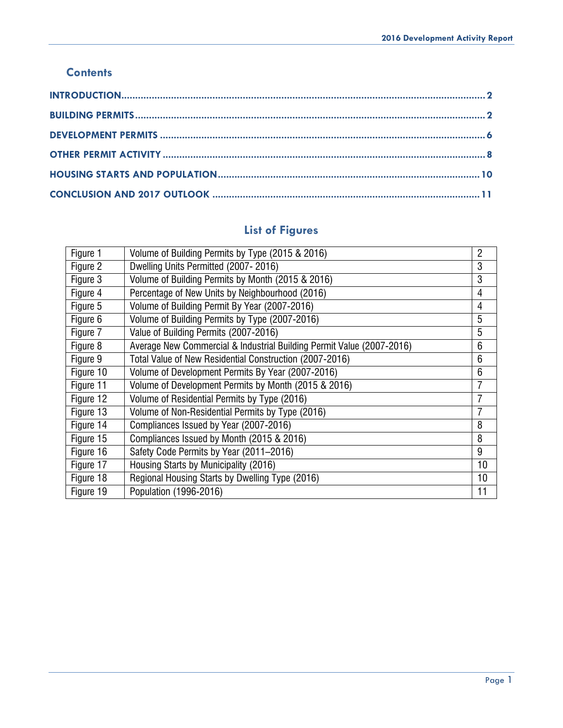## Contents

INTRODUCTION .......... 2

BUILDING PERMITS .......... 2

DEVELOPMENT PERMITS .......... 6

OTHER PERMIT ACTIVITY .......... 8

HOUSING STARTS AND POPULATION .......... 10

CONCLUSION AND 2017 OUTLOOK .......... 11

## List of Figures

| | | |
|---|---|---|
| Figure 1 | Volume of Building Permits by Type (2015 & 2016) | 2 |
| Figure 2 | Dwelling Units Permitted (2007- 2016) | 3 |
| Figure 3 | Volume of Building Permits by Month (2015 & 2016) | 3 |
| Figure 4 | Percentage of New Units by Neighbourhood (2016) | 4 |
| Figure 5 | Volume of Building Permit By Year (2007-2016) | 4 |
| Figure 6 | Volume of Building Permits by Type (2007-2016) | 5 |
| Figure 7 | Value of Building Permits (2007-2016) | 5 |
| Figure 8 | Average New Commercial & Industrial Building Permit Value (2007-2016) | 6 |
| Figure 9 | Total Value of New Residential Construction (2007-2016) | 6 |
| Figure 10 | Volume of Development Permits By Year (2007-2016) | 6 |
| Figure 11 | Volume of Development Permits by Month (2015 & 2016) | 7 |
| Figure 12 | Volume of Residential Permits by Type (2016) | 7 |
| Figure 13 | Volume of Non-Residential Permits by Type (2016) | 7 |
| Figure 14 | Compliances Issued by Year (2007-2016) | 8 |
| Figure 15 | Compliances Issued by Month (2015 & 2016) | 8 |
| Figure 16 | Safety Code Permits by Year (2011–2016) | 9 |
| Figure 17 | Housing Starts by Municipality (2016) | 10 |
| Figure 18 | Regional Housing Starts by Dwelling Type (2016) | 10 |
| Figure 19 | Population (1996-2016) | 11 |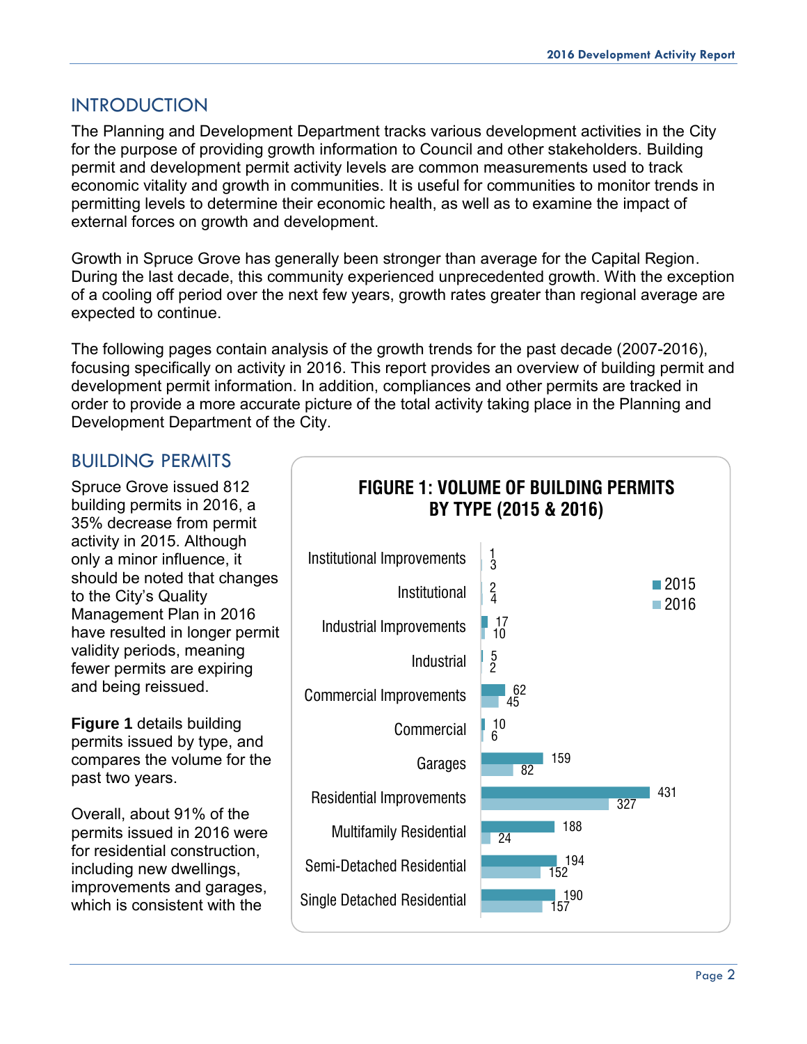## INTRODUCTION

The Planning and Development Department tracks various development activities in the City for the purpose of providing growth information to Council and other stakeholders. Building permit and development permit activity levels are common measurements used to track economic vitality and growth in communities. It is useful for communities to monitor trends in permitting levels to determine their economic health, as well as to examine the impact of external forces on growth and development.

Growth in Spruce Grove has generally been stronger than average for the Capital Region. During the last decade, this community experienced unprecedented growth. With the exception of a cooling off period over the next few years, growth rates greater than regional average are expected to continue.

The following pages contain analysis of the growth trends for the past decade (2007-2016), focusing specifically on activity in 2016. This report provides an overview of building permit and development permit information. In addition, compliances and other permits are tracked in order to provide a more accurate picture of the total activity taking place in the Planning and Development Department of the City.

## BUILDING PERMITS

Spruce Grove issued 812 building permits in 2016, a 35% decrease from permit activity in 2015. Although only a minor influence, it should be noted that changes to the City's Quality Management Plan in 2016 have resulted in longer permit validity periods, meaning fewer permits are expiring and being reissued.

**Figure 1** details building permits issued by type, and compares the volume for the past two years.

Overall, about 91% of the permits issued in 2016 were for residential construction, including new dwellings, improvements and garages, which is consistent with the

**FIGURE 1: VOLUME OF BUILDING PERMITS BY TYPE (2015 & 2016)**

| Type | 2015 | 2016 |
|---|---|---|
| Institutional Improvements | 1 | 3 |
| Institutional | 2 | 4 |
| Industrial Improvements | 17 | 10 |
| Industrial | 5 | 2 |
| Commercial Improvements | 62 | 45 |
| Commercial | 10 | 6 |
| Garages | 159 | 82 |
| Residential Improvements | 431 | 327 |
| Multifamily Residential | 188 | 24 |
| Semi-Detached Residential | 194 | 152 |
| Single Detached Residential | 190 | 157 |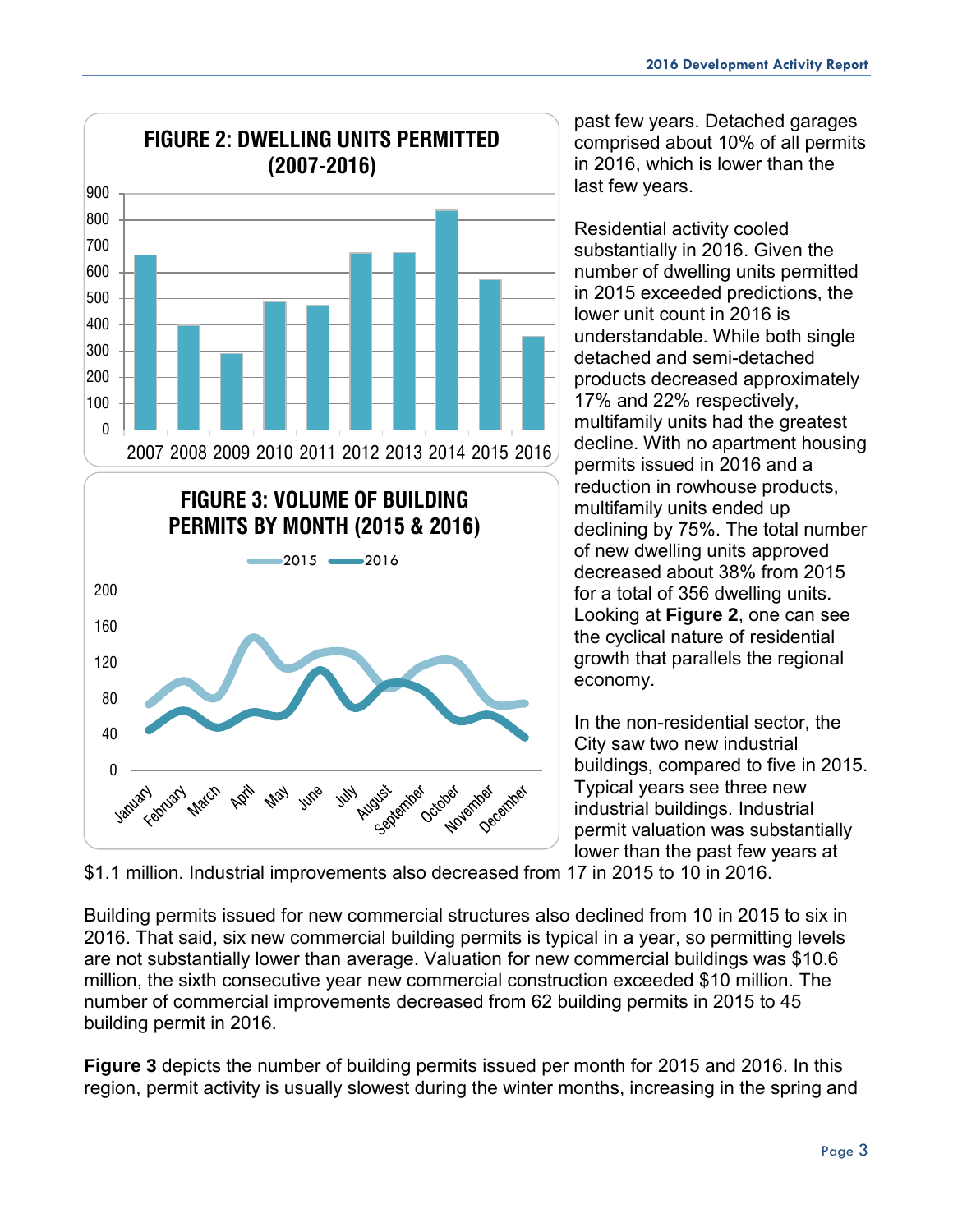**FIGURE 2: DWELLING UNITS PERMITTED (2007-2016)**

**FIGURE 3: VOLUME OF BUILDING PERMITS BY MONTH (2015 & 2016)**

past few years. Detached garages comprised about 10% of all permits in 2016, which is lower than the last few years.

Residential activity cooled substantially in 2016. Given the number of dwelling units permitted in 2015 exceeded predictions, the lower unit count in 2016 is understandable. While both single detached and semi-detached products decreased approximately 17% and 22% respectively, multifamily units had the greatest decline. With no apartment housing permits issued in 2016 and a reduction in rowhouse products, multifamily units ended up declining by 75%. The total number of new dwelling units approved decreased about 38% from 2015 for a total of 356 dwelling units. Looking at **Figure 2**, one can see the cyclical nature of residential growth that parallels the regional economy.

In the non-residential sector, the City saw two new industrial buildings, compared to five in 2015. Typical years see three new industrial buildings. Industrial permit valuation was substantially lower than the past few years at $1.1 million. Industrial improvements also decreased from 17 in 2015 to 10 in 2016.

Building permits issued for new commercial structures also declined from 10 in 2015 to six in 2016. That said, six new commercial building permits is typical in a year, so permitting levels are not substantially lower than average. Valuation for new commercial buildings was $10.6 million, the sixth consecutive year new commercial construction exceeded $10 million. The number of commercial improvements decreased from 62 building permits in 2015 to 45 building permit in 2016.

**Figure 3** depicts the number of building permits issued per month for 2015 and 2016. In this region, permit activity is usually slowest during the winter months, increasing in the spring and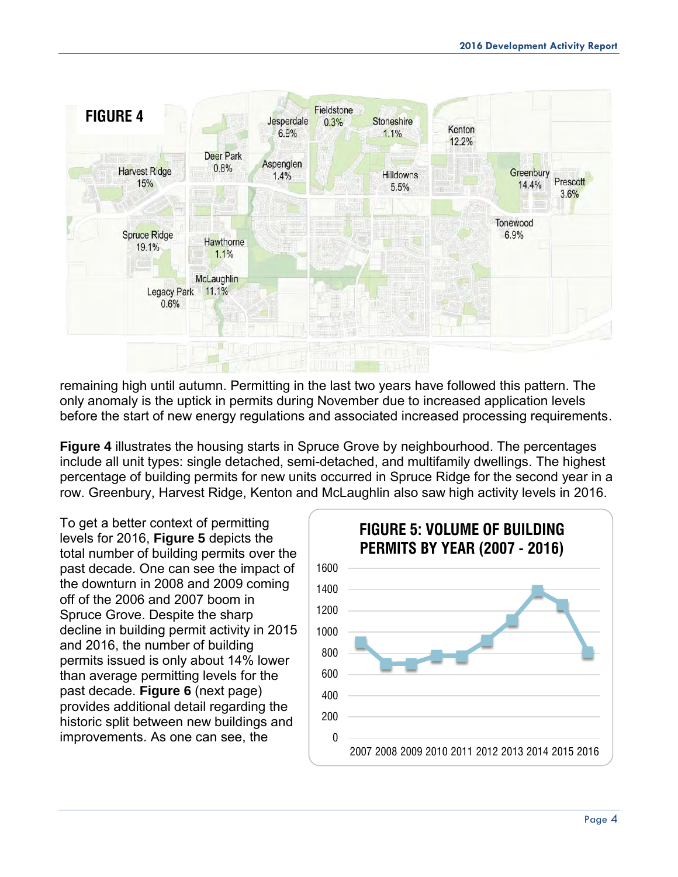**FIGURE 4**

Harvest Ridge 15%
Deer Park 0.8%
Jesperdale 6.9%
Fieldstone 0.3%
Aspenglen 1.4%
Stoneshire 1.1%
Hilldowns 5.5%
Kenton 12.2%
Greenbury 14.4%
Prescott 3.6%
Tonewood 6.9%
Spruce Ridge 19.1%
Hawthorne 1.1%
McLaughlin 11.1%
Legacy Park 0.6%

remaining high until autumn. Permitting in the last two years have followed this pattern. The only anomaly is the uptick in permits during November due to increased application levels before the start of new energy regulations and associated increased processing requirements.

**Figure 4** illustrates the housing starts in Spruce Grove by neighbourhood. The percentages include all unit types: single detached, semi-detached, and multifamily dwellings. The highest percentage of building permits for new units occurred in Spruce Ridge for the second year in a row. Greenbury, Harvest Ridge, Kenton and McLaughlin also saw high activity levels in 2016.

To get a better context of permitting levels for 2016, **Figure 5** depicts the total number of building permits over the past decade. One can see the impact of the downturn in 2008 and 2009 coming off of the 2006 and 2007 boom in Spruce Grove. Despite the sharp decline in building permit activity in 2015 and 2016, the number of building permits issued is only about 14% lower than average permitting levels for the past decade. **Figure 6** (next page) provides additional detail regarding the historic split between new buildings and improvements. As one can see, the

**FIGURE 5: VOLUME OF BUILDING PERMITS BY YEAR (2007 - 2016)**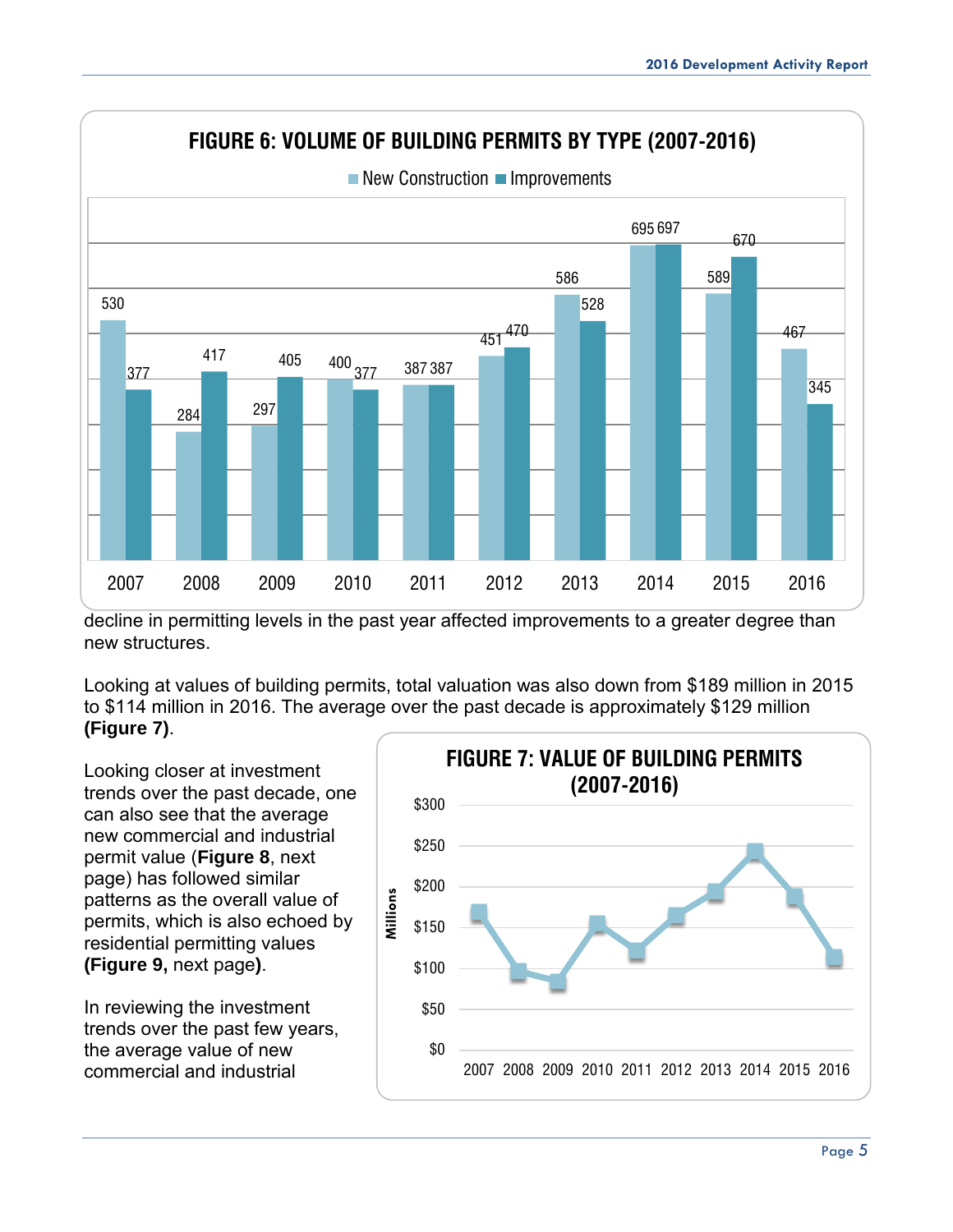**FIGURE 6: VOLUME OF BUILDING PERMITS BY TYPE (2007-2016)**

| Year | New Construction | Improvements |
|---|---|---|
| 2007 | 530 | 377 |
| 2008 | 284 | 417 |
| 2009 | 297 | 405 |
| 2010 | 400 | 377 |
| 2011 | 387 | 387 |
| 2012 | 451 | 470 |
| 2013 | 586 | 528 |
| 2014 | 695 | 697 |
| 2015 | 589 | 670 |
| 2016 | 467 | 345 |

decline in permitting levels in the past year affected improvements to a greater degree than new structures.

Looking at values of building permits, total valuation was also down from $189 million in 2015 to $114 million in 2016. The average over the past decade is approximately $129 million **(Figure 7)**.

**FIGURE 7: VALUE OF BUILDING PERMITS (2007-2016)**

Looking closer at investment trends over the past decade, one can also see that the average new commercial and industrial permit value (**Figure 8**, next page) has followed similar patterns as the overall value of permits, which is also echoed by residential permitting values **(Figure 9,** next page**)**.

In reviewing the investment trends over the past few years, the average value of new commercial and industrial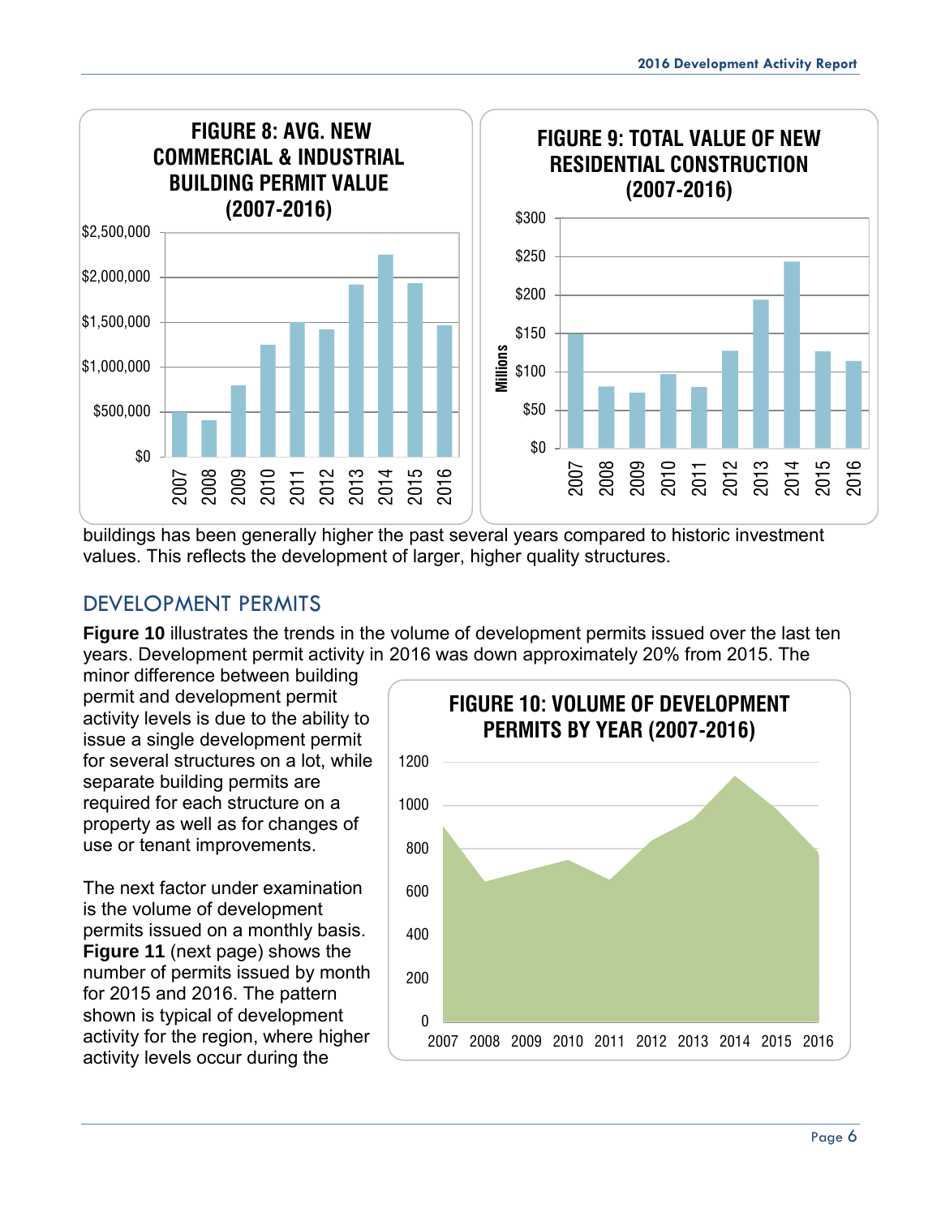**FIGURE 8: AVG. NEW COMMERCIAL & INDUSTRIAL BUILDING PERMIT VALUE (2007-2016)**

**FIGURE 9: TOTAL VALUE OF NEW RESIDENTIAL CONSTRUCTION (2007-2016)**

buildings has been generally higher the past several years compared to historic investment values. This reflects the development of larger, higher quality structures.

## DEVELOPMENT PERMITS

**Figure 10** illustrates the trends in the volume of development permits issued over the last ten years. Development permit activity in 2016 was down approximately 20% from 2015. The minor difference between building permit and development permit activity levels is due to the ability to issue a single development permit for several structures on a lot, while separate building permits are required for each structure on a property as well as for changes of use or tenant improvements.

**FIGURE 10: VOLUME OF DEVELOPMENT PERMITS BY YEAR (2007-2016)**

The next factor under examination is the volume of development permits issued on a monthly basis. **Figure 11** (next page) shows the number of permits issued by month for 2015 and 2016. The pattern shown is typical of development activity for the region, where higher activity levels occur during the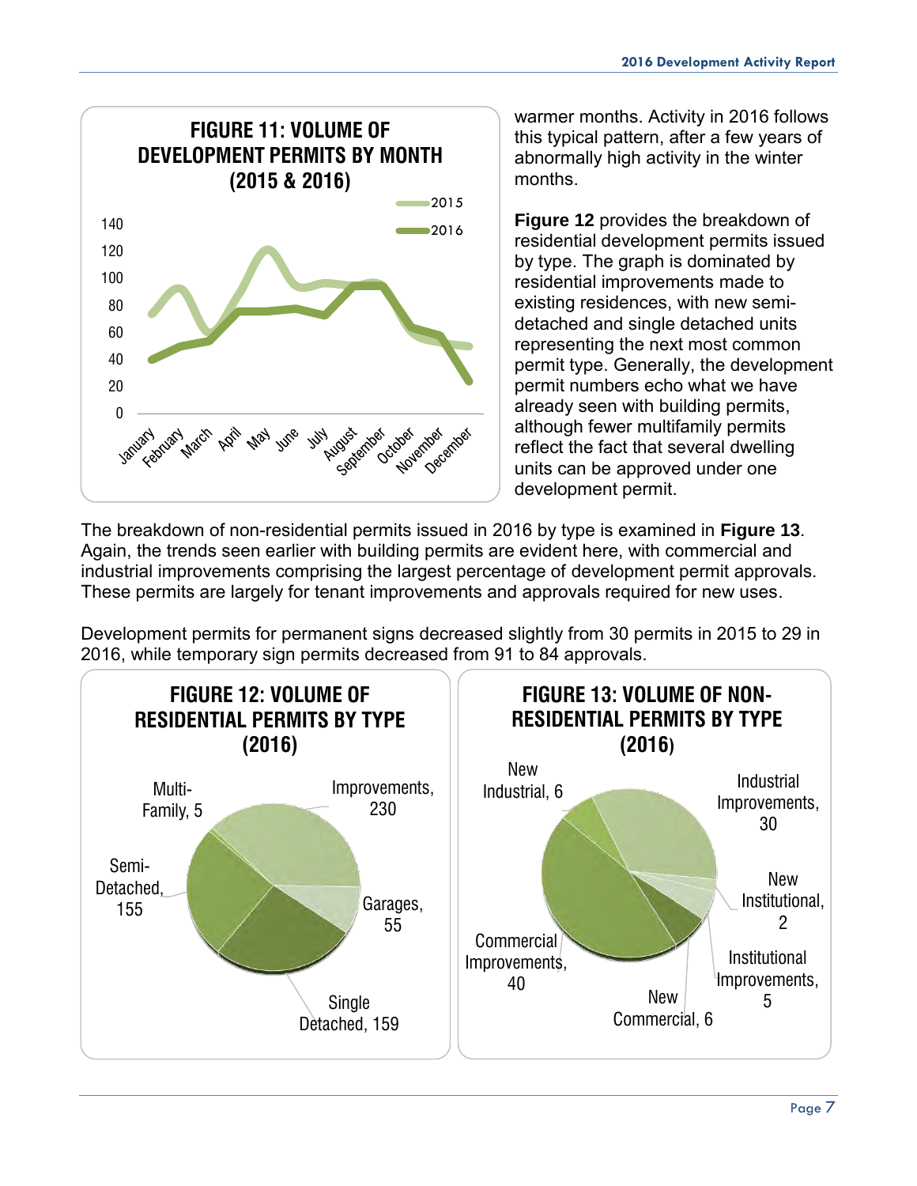**FIGURE 11: VOLUME OF DEVELOPMENT PERMITS BY MONTH (2015 & 2016)**

warmer months. Activity in 2016 follows this typical pattern, after a few years of abnormally high activity in the winter months.

**Figure 12** provides the breakdown of residential development permits issued by type. The graph is dominated by residential improvements made to existing residences, with new semi-detached and single detached units representing the next most common permit type. Generally, the development permit numbers echo what we have already seen with building permits, although fewer multifamily permits reflect the fact that several dwelling units can be approved under one development permit.

The breakdown of non-residential permits issued in 2016 by type is examined in **Figure 13**. Again, the trends seen earlier with building permits are evident here, with commercial and industrial improvements comprising the largest percentage of development permit approvals. These permits are largely for tenant improvements and approvals required for new uses.

Development permits for permanent signs decreased slightly from 30 permits in 2015 to 29 in 2016, while temporary sign permits decreased from 91 to 84 approvals.

**FIGURE 12: VOLUME OF RESIDENTIAL PERMITS BY TYPE (2016)**

| Type | Permits |
|---|---|
| Improvements | 230 |
| Garages | 55 |
| Single Detached | 159 |
| Semi-Detached | 155 |
| Multi-Family | 5 |

**FIGURE 13: VOLUME OF NON-RESIDENTIAL PERMITS BY TYPE (2016)**

| Type | Permits |
|---|---|
| Industrial Improvements | 30 |
| New Institutional | 2 |
| Institutional Improvements | 5 |
| New Commercial | 6 |
| Commercial Improvements | 40 |
| New Industrial | 6 |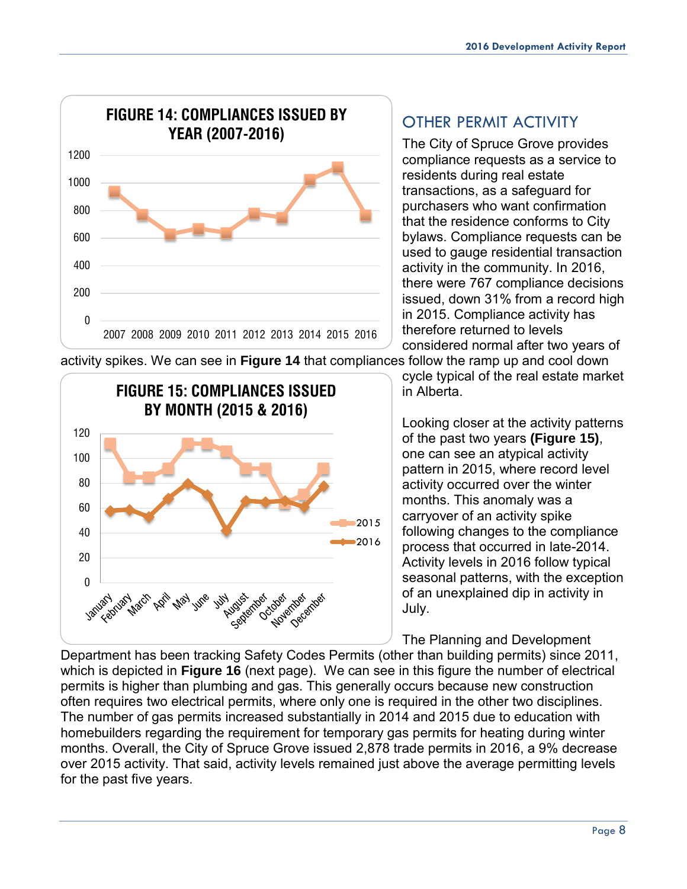**FIGURE 14: COMPLIANCES ISSUED BY YEAR (2007-2016)**

**FIGURE 15: COMPLIANCES ISSUED BY MONTH (2015 & 2016)**

## OTHER PERMIT ACTIVITY

The City of Spruce Grove provides compliance requests as a service to residents during real estate transactions, as a safeguard for purchasers who want confirmation that the residence conforms to City bylaws. Compliance requests can be used to gauge residential transaction activity in the community. In 2016, there were 767 compliance decisions issued, down 31% from a record high in 2015. Compliance activity has therefore returned to levels considered normal after two years of activity spikes. We can see in **Figure 14** that compliances follow the ramp up and cool down cycle typical of the real estate market in Alberta.

Looking closer at the activity patterns of the past two years **(Figure 15)**, one can see an atypical activity pattern in 2015, where record level activity occurred over the winter months. This anomaly was a carryover of an activity spike following changes to the compliance process that occurred in late-2014. Activity levels in 2016 follow typical seasonal patterns, with the exception of an unexplained dip in activity in July.

The Planning and Development Department has been tracking Safety Codes Permits (other than building permits) since 2011, which is depicted in **Figure 16** (next page). We can see in this figure the number of electrical permits is higher than plumbing and gas. This generally occurs because new construction often requires two electrical permits, where only one is required in the other two disciplines. The number of gas permits increased substantially in 2014 and 2015 due to education with homebuilders regarding the requirement for temporary gas permits for heating during winter months. Overall, the City of Spruce Grove issued 2,878 trade permits in 2016, a 9% decrease over 2015 activity. That said, activity levels remained just above the average permitting levels for the past five years.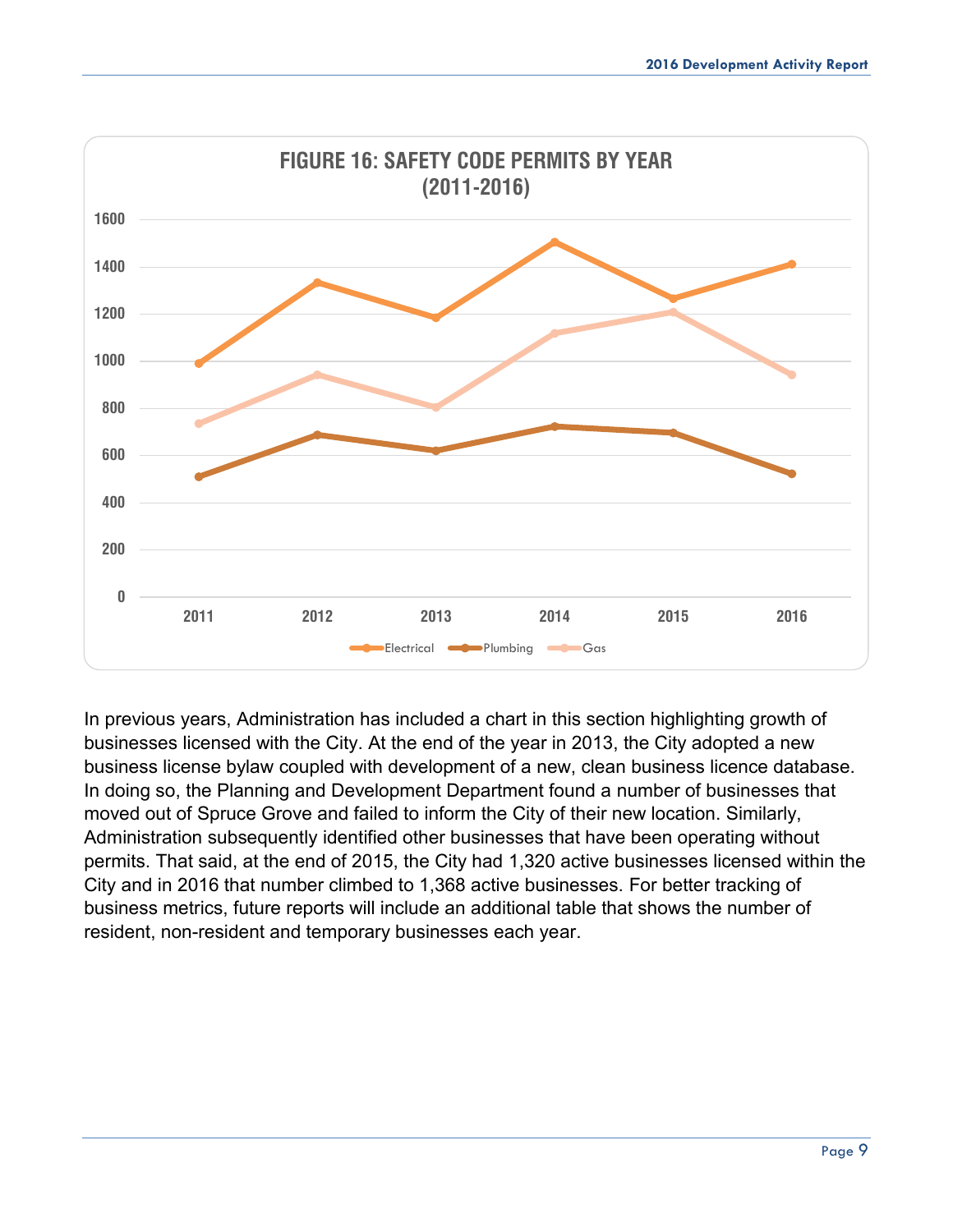FIGURE 16: SAFETY CODE PERMITS BY YEAR (2011-2016)

In previous years, Administration has included a chart in this section highlighting growth of businesses licensed with the City. At the end of the year in 2013, the City adopted a new business license bylaw coupled with development of a new, clean business licence database. In doing so, the Planning and Development Department found a number of businesses that moved out of Spruce Grove and failed to inform the City of their new location. Similarly, Administration subsequently identified other businesses that have been operating without permits. That said, at the end of 2015, the City had 1,320 active businesses licensed within the City and in 2016 that number climbed to 1,368 active businesses. For better tracking of business metrics, future reports will include an additional table that shows the number of resident, non-resident and temporary businesses each year.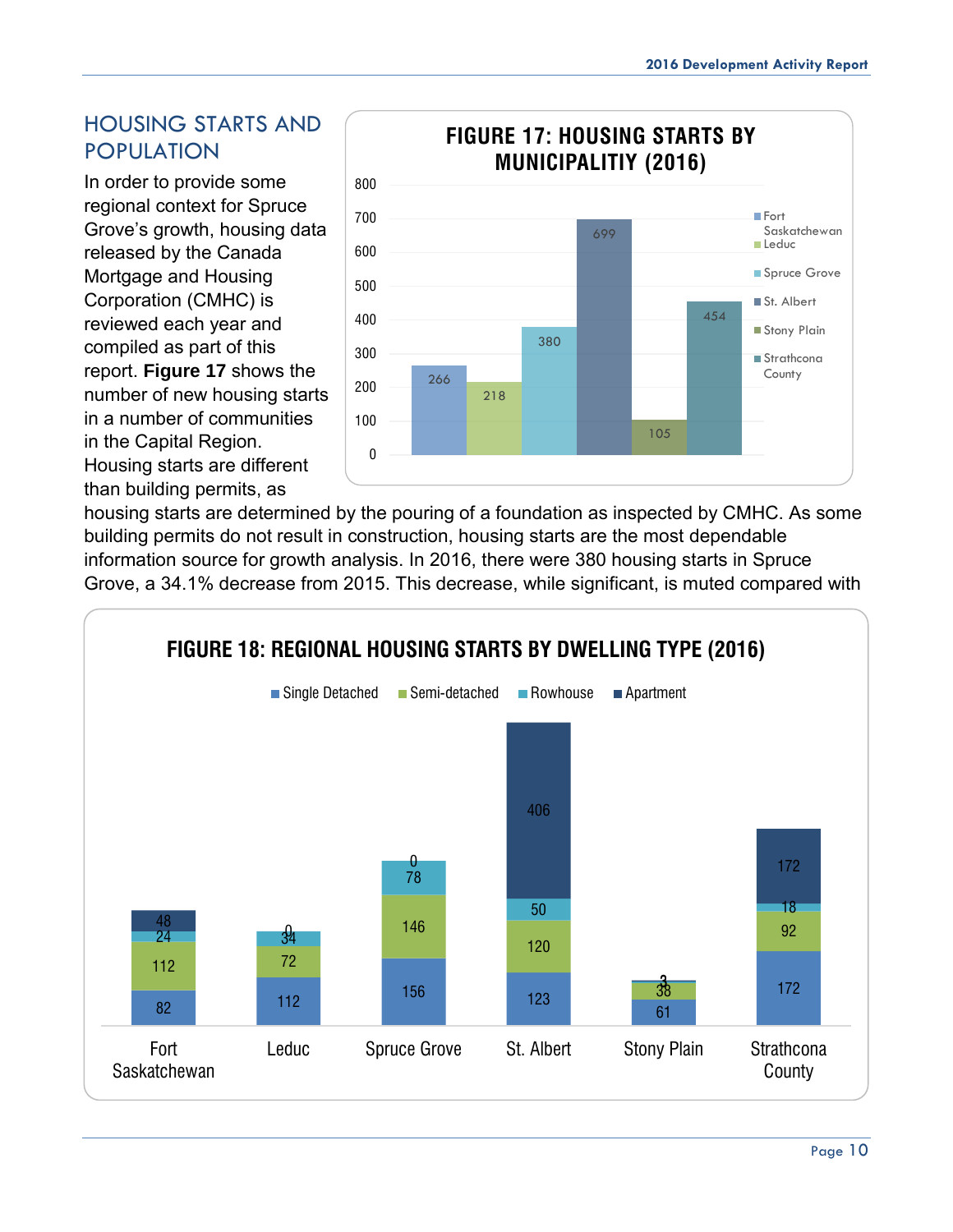## HOUSING STARTS AND POPULATION

In order to provide some regional context for Spruce Grove's growth, housing data released by the Canada Mortgage and Housing Corporation (CMHC) is reviewed each year and compiled as part of this report. **Figure 17** shows the number of new housing starts in a number of communities in the Capital Region. Housing starts are different than building permits, as housing starts are determined by the pouring of a foundation as inspected by CMHC. As some building permits do not result in construction, housing starts are the most dependable information source for growth analysis. In 2016, there were 380 housing starts in Spruce Grove, a 34.1% decrease from 2015. This decrease, while significant, is muted compared with

**FIGURE 17: HOUSING STARTS BY MUNICIPALITIY (2016)**

| Municipality | Housing Starts |
|---|---|
| Fort Saskatchewan | 266 |
| Leduc | 218 |
| Spruce Grove | 380 |
| St. Albert | 699 |
| Stony Plain | 105 |
| Strathcona County | 454 |

**FIGURE 18: REGIONAL HOUSING STARTS BY DWELLING TYPE (2016)**

| Municipality | Single Detached | Semi-detached | Rowhouse | Apartment |
|---|---|---|---|---|
| Fort Saskatchewan | 82 | 112 | 24 | 48 |
| Leduc | 112 | 72 | 34 | 0 |
| Spruce Grove | 156 | 146 | 78 | 0 |
| St. Albert | 123 | 120 | 50 | 406 |
| Stony Plain | 61 | 38 | 3 | 3 |
| Strathcona County | 172 | 92 | 18 | 172 |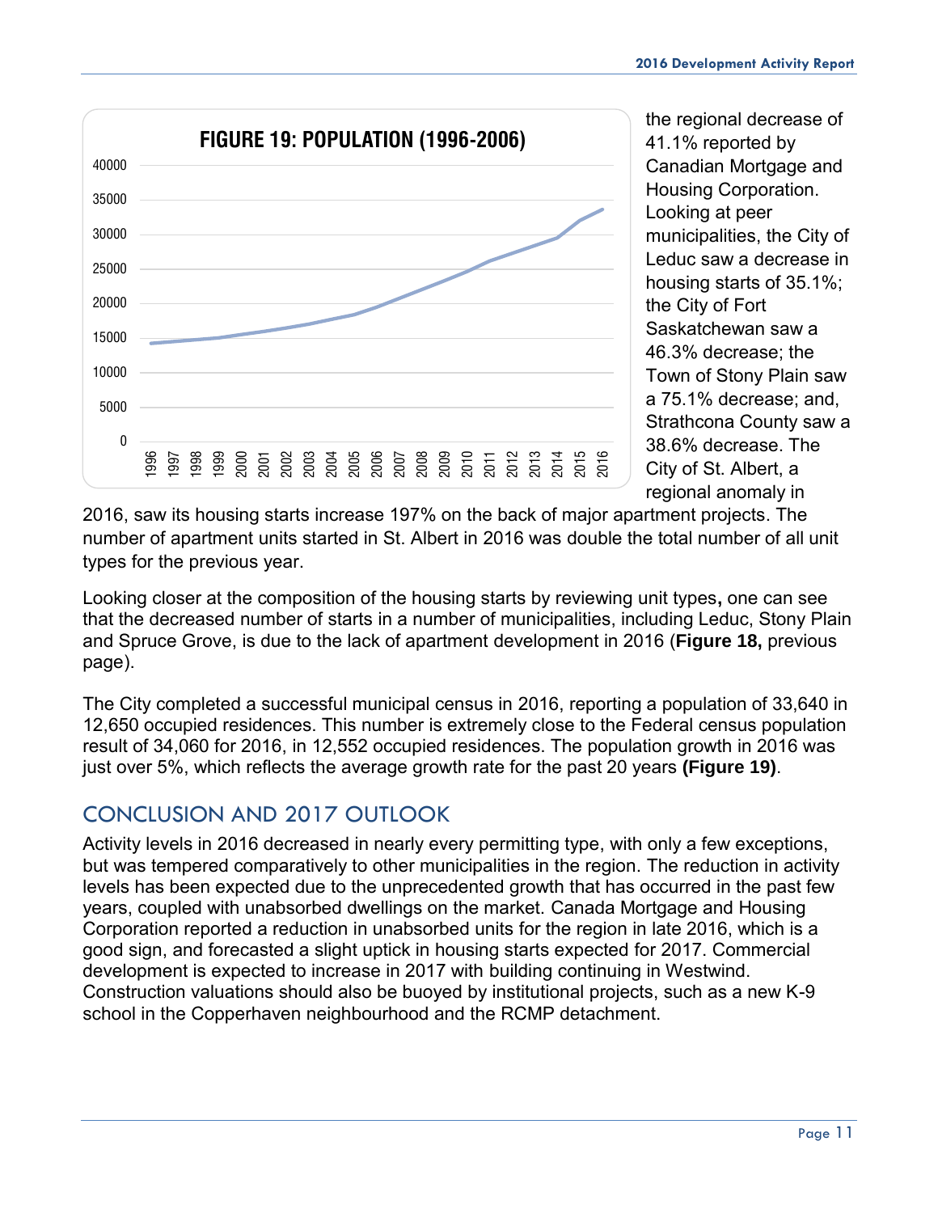FIGURE 19: POPULATION (1996-2006)

40000
35000
30000
25000
20000
15000
10000
5000
0

1996 1997 1998 1999 2000 2001 2002 2003 2004 2005 2006 2007 2008 2009 2010 2011 2012 2013 2014 2015 2016

the regional decrease of 41.1% reported by Canadian Mortgage and Housing Corporation. Looking at peer municipalities, the City of Leduc saw a decrease in housing starts of 35.1%; the City of Fort Saskatchewan saw a 46.3% decrease; the Town of Stony Plain saw a 75.1% decrease; and, Strathcona County saw a 38.6% decrease. The City of St. Albert, a regional anomaly in 2016, saw its housing starts increase 197% on the back of major apartment projects. The number of apartment units started in St. Albert in 2016 was double the total number of all unit types for the previous year.

Looking closer at the composition of the housing starts by reviewing unit types**,** one can see that the decreased number of starts in a number of municipalities, including Leduc, Stony Plain and Spruce Grove, is due to the lack of apartment development in 2016 (**Figure 18,** previous page).

The City completed a successful municipal census in 2016, reporting a population of 33,640 in 12,650 occupied residences. This number is extremely close to the Federal census population result of 34,060 for 2016, in 12,552 occupied residences. The population growth in 2016 was just over 5%, which reflects the average growth rate for the past 20 years **(Figure 19)**.

## CONCLUSION AND 2017 OUTLOOK

Activity levels in 2016 decreased in nearly every permitting type, with only a few exceptions, but was tempered comparatively to other municipalities in the region. The reduction in activity levels has been expected due to the unprecedented growth that has occurred in the past few years, coupled with unabsorbed dwellings on the market. Canada Mortgage and Housing Corporation reported a reduction in unabsorbed units for the region in late 2016, which is a good sign, and forecasted a slight uptick in housing starts expected for 2017. Commercial development is expected to increase in 2017 with building continuing in Westwind. Construction valuations should also be buoyed by institutional projects, such as a new K-9 school in the Copperhaven neighbourhood and the RCMP detachment.